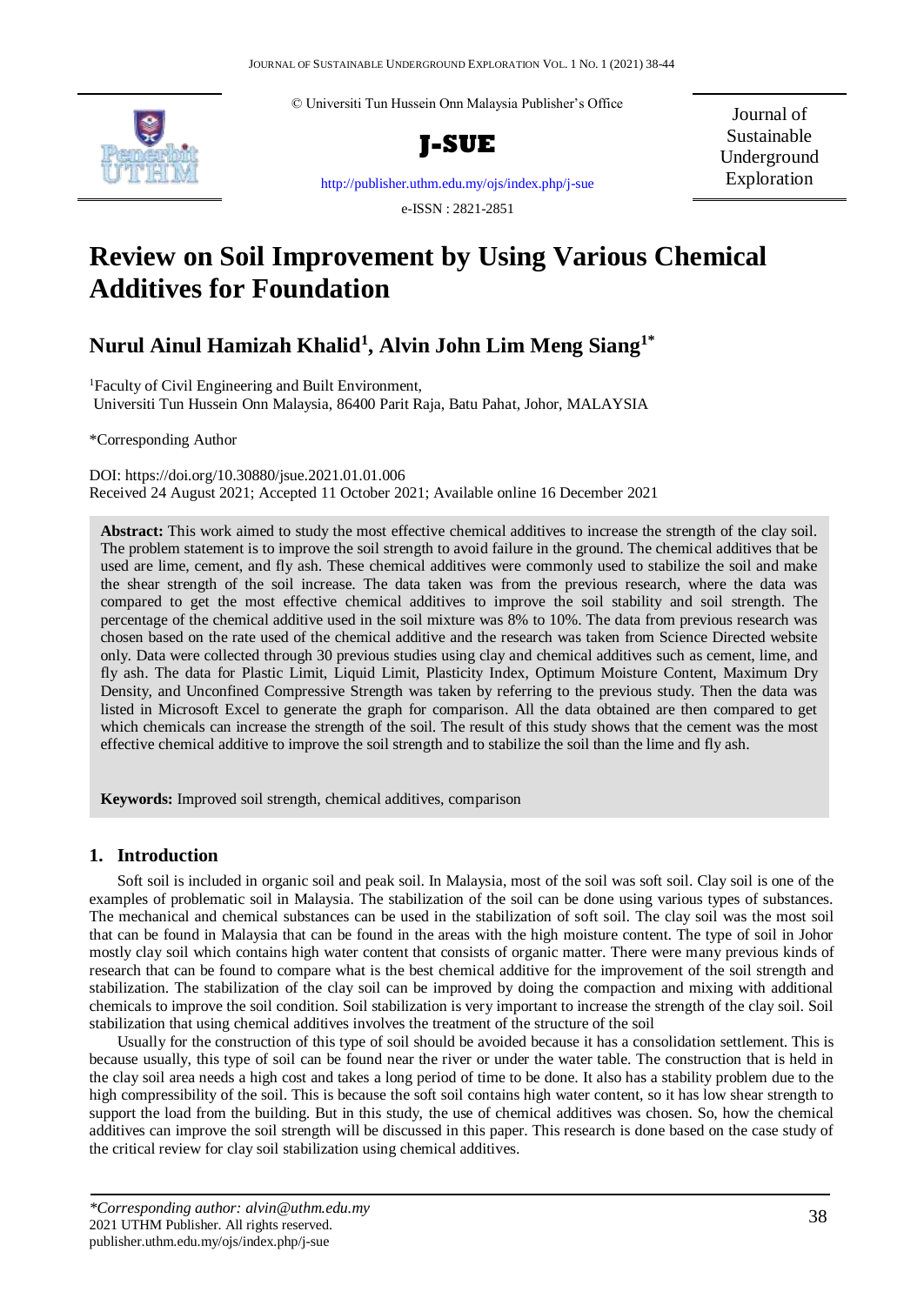© Universiti Tun Hussein Onn Malaysia Publisher's Office

**J-SUE**

Journal of Sustainable Underground Exploration

http://publisher.uthm.edu.my/ojs/index.php/j-sue

e-ISSN : 2821-2851

# Review on Soil Improvement by Using Various Chemical Additives for Foundation

## Nurul Ainul Hamizah Khalid[1], Alvin John Lim Meng Siang[1*]

[1]Faculty of Civil Engineering and Built Environment, Universiti Tun Hussein Onn Malaysia, 86400 Parit Raja, Batu Pahat, Johor, MALAYSIA

*Corresponding Author

DOI: https://doi.org/10.30880/jsue.2021.01.01.006
Received 24 August 2021; Accepted 11 October 2021; Available online 16 December 2021

**Abstract:** This work aimed to study the most effective chemical additives to increase the strength of the clay soil. The problem statement is to improve the soil strength to avoid failure in the ground. The chemical additives that be used are lime, cement, and fly ash. These chemical additives were commonly used to stabilize the soil and make the shear strength of the soil increase. The data taken was from the previous research, where the data was compared to get the most effective chemical additives to improve the soil stability and soil strength. The percentage of the chemical additive used in the soil mixture was 8% to 10%. The data from previous research was chosen based on the rate used of the chemical additive and the research was taken from Science Directed website only. Data were collected through 30 previous studies using clay and chemical additives such as cement, lime, and fly ash. The data for Plastic Limit, Liquid Limit, Plasticity Index, Optimum Moisture Content, Maximum Dry Density, and Unconfined Compressive Strength was taken by referring to the previous study. Then the data was listed in Microsoft Excel to generate the graph for comparison. All the data obtained are then compared to get which chemicals can increase the strength of the soil. The result of this study shows that the cement was the most effective chemical additive to improve the soil strength and to stabilize the soil than the lime and fly ash.

**Keywords:** Improved soil strength, chemical additives, comparison

## 1. Introduction

Soft soil is included in organic soil and peak soil. In Malaysia, most of the soil was soft soil. Clay soil is one of the examples of problematic soil in Malaysia. The stabilization of the soil can be done using various types of substances. The mechanical and chemical substances can be used in the stabilization of soft soil. The clay soil was the most soil that can be found in Malaysia that can be found in the areas with the high moisture content. The type of soil in Johor mostly clay soil which contains high water content that consists of organic matter. There were many previous kinds of research that can be found to compare what is the best chemical additive for the improvement of the soil strength and stabilization. The stabilization of the clay soil can be improved by doing the compaction and mixing with additional chemicals to improve the soil condition. Soil stabilization is very important to increase the strength of the clay soil. Soil stabilization that using chemical additives involves the treatment of the structure of the soil

Usually for the construction of this type of soil should be avoided because it has a consolidation settlement. This is because usually, this type of soil can be found near the river or under the water table. The construction that is held in the clay soil area needs a high cost and takes a long period of time to be done. It also has a stability problem due to the high compressibility of the soil. This is because the soft soil contains high water content, so it has low shear strength to support the load from the building. But in this study, the use of chemical additives was chosen. So, how the chemical additives can improve the soil strength will be discussed in this paper. This research is done based on the case study of the critical review for clay soil stabilization using chemical additives.

*\*Corresponding author: alvin@uthm.edu.my*
2021 UTHM Publisher. All rights reserved.
publisher.uthm.edu.my/ojs/index.php/j-sue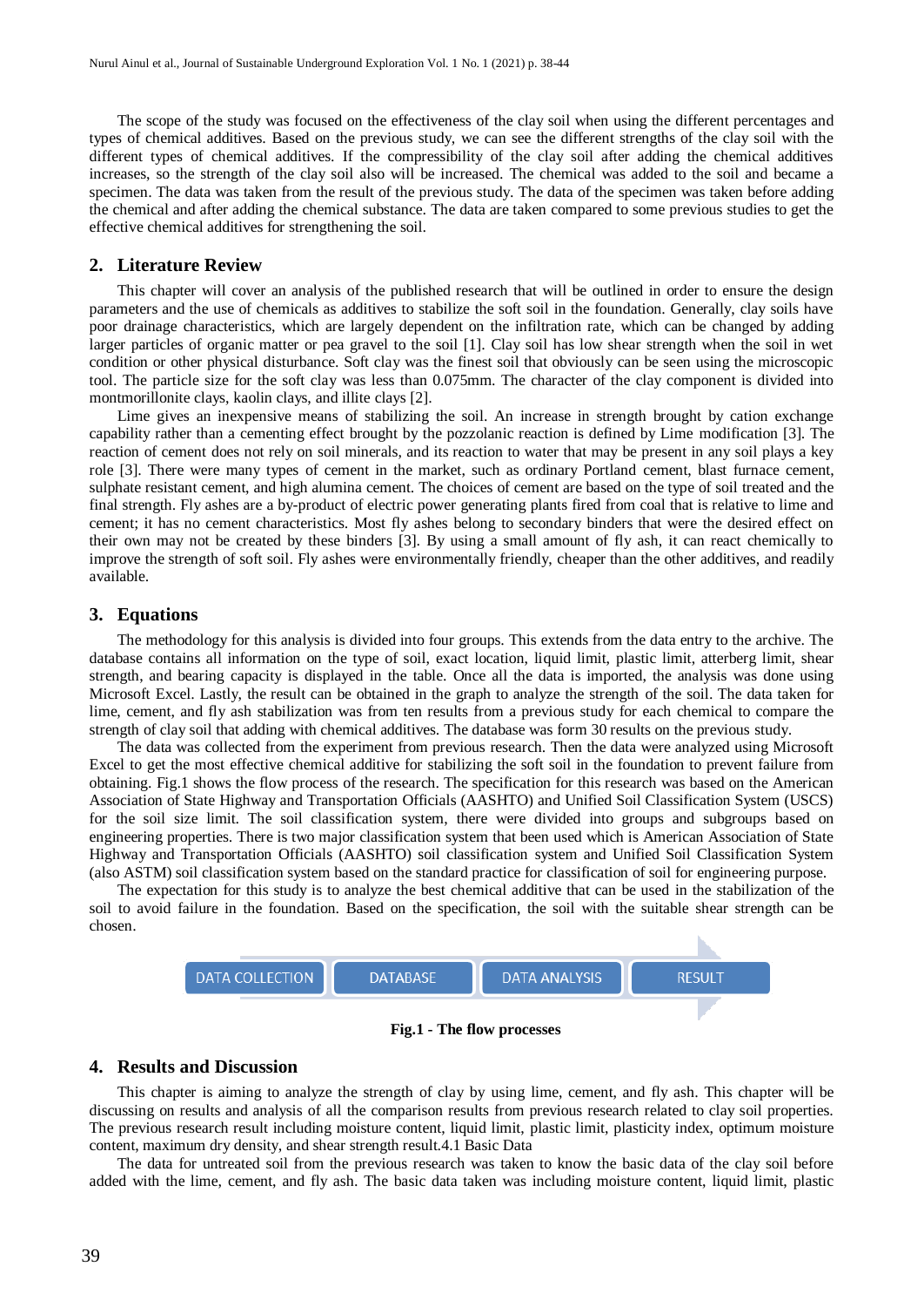The scope of the study was focused on the effectiveness of the clay soil when using the different percentages and types of chemical additives. Based on the previous study, we can see the different strengths of the clay soil with the different types of chemical additives. If the compressibility of the clay soil after adding the chemical additives increases, so the strength of the clay soil also will be increased. The chemical was added to the soil and became a specimen. The data was taken from the result of the previous study. The data of the specimen was taken before adding the chemical and after adding the chemical substance. The data are taken compared to some previous studies to get the effective chemical additives for strengthening the soil.

## 2. Literature Review

This chapter will cover an analysis of the published research that will be outlined in order to ensure the design parameters and the use of chemicals as additives to stabilize the soft soil in the foundation. Generally, clay soils have poor drainage characteristics, which are largely dependent on the infiltration rate, which can be changed by adding larger particles of organic matter or pea gravel to the soil [1]. Clay soil has low shear strength when the soil in wet condition or other physical disturbance. Soft clay was the finest soil that obviously can be seen using the microscopic tool. The particle size for the soft clay was less than 0.075mm. The character of the clay component is divided into montmorillonite clays, kaolin clays, and illite clays [2].

Lime gives an inexpensive means of stabilizing the soil. An increase in strength brought by cation exchange capability rather than a cementing effect brought by the pozzolanic reaction is defined by Lime modification [3]. The reaction of cement does not rely on soil minerals, and its reaction to water that may be present in any soil plays a key role [3]. There were many types of cement in the market, such as ordinary Portland cement, blast furnace cement, sulphate resistant cement, and high alumina cement. The choices of cement are based on the type of soil treated and the final strength. Fly ashes are a by-product of electric power generating plants fired from coal that is relative to lime and cement; it has no cement characteristics. Most fly ashes belong to secondary binders that were the desired effect on their own may not be created by these binders [3]. By using a small amount of fly ash, it can react chemically to improve the strength of soft soil. Fly ashes were environmentally friendly, cheaper than the other additives, and readily available.

## 3. Equations

The methodology for this analysis is divided into four groups. This extends from the data entry to the archive. The database contains all information on the type of soil, exact location, liquid limit, plastic limit, atterberg limit, shear strength, and bearing capacity is displayed in the table. Once all the data is imported, the analysis was done using Microsoft Excel. Lastly, the result can be obtained in the graph to analyze the strength of the soil. The data taken for lime, cement, and fly ash stabilization was from ten results from a previous study for each chemical to compare the strength of clay soil that adding with chemical additives. The database was form 30 results on the previous study.

The data was collected from the experiment from previous research. Then the data were analyzed using Microsoft Excel to get the most effective chemical additive for stabilizing the soft soil in the foundation to prevent failure from obtaining. Fig.1 shows the flow process of the research. The specification for this research was based on the American Association of State Highway and Transportation Officials (AASHTO) and Unified Soil Classification System (USCS) for the soil size limit. The soil classification system, there were divided into groups and subgroups based on engineering properties. There is two major classification system that been used which is American Association of State Highway and Transportation Officials (AASHTO) soil classification system and Unified Soil Classification System (also ASTM) soil classification system based on the standard practice for classification of soil for engineering purpose.

The expectation for this study is to analyze the best chemical additive that can be used in the stabilization of the soil to avoid failure in the foundation. Based on the specification, the soil with the suitable shear strength can be chosen.

DATA COLLECTION → DATABASE → DATA ANALYSIS → RESULT

**Fig.1 - The flow processes**

## 4. Results and Discussion

This chapter is aiming to analyze the strength of clay by using lime, cement, and fly ash. This chapter will be discussing on results and analysis of all the comparison results from previous research related to clay soil properties. The previous research result including moisture content, liquid limit, plastic limit, plasticity index, optimum moisture content, maximum dry density, and shear strength result.4.1 Basic Data

The data for untreated soil from the previous research was taken to know the basic data of the clay soil before added with the lime, cement, and fly ash. The basic data taken was including moisture content, liquid limit, plastic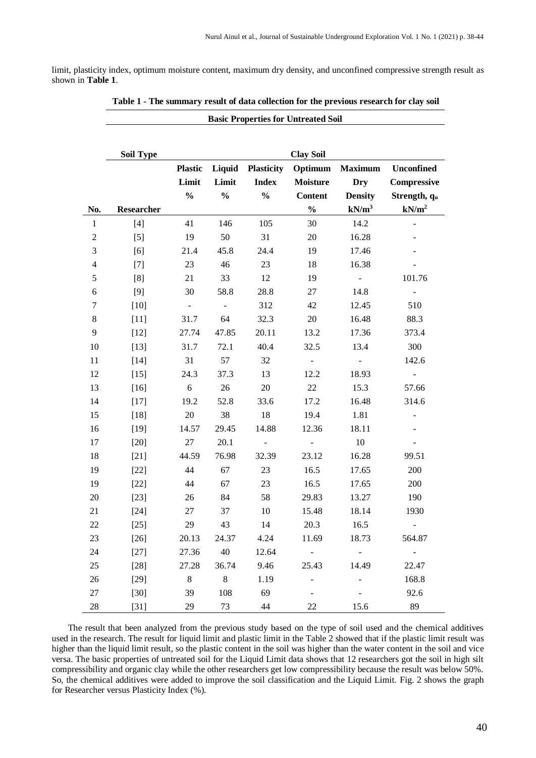limit, plasticity index, optimum moisture content, maximum dry density, and unconfined compressive strength result as shown in **Table 1**.

**Table 1 - The summary result of data collection for the previous research for clay soil**

| | **Basic Properties for Untreated Soil** | | | | | | |
|---|---|---|---|---|---|---|---|
| | **Soil Type** | **Clay Soil** | | | | | |
| **No.** | **Researcher** | **Plastic Limit %** | **Liquid Limit %** | **Plasticity Index %** | **Optimum Moisture Content %** | **Maximum Dry Density kN/m$^3$** | **Unconfined Compressive Strength, $q_u$ kN/m$^2$** |
| 1 | [4] | 41 | 146 | 105 | 30 | 14.2 | - |
| 2 | [5] | 19 | 50 | 31 | 20 | 16.28 | - |
| 3 | [6] | 21.4 | 45.8 | 24.4 | 19 | 17.46 | - |
| 4 | [7] | 23 | 46 | 23 | 18 | 16.38 | - |
| 5 | [8] | 21 | 33 | 12 | 19 | - | 101.76 |
| 6 | [9] | 30 | 58.8 | 28.8 | 27 | 14.8 | - |
| 7 | [10] | - | - | 312 | 42 | 12.45 | 510 |
| 8 | [11] | 31.7 | 64 | 32.3 | 20 | 16.48 | 88.3 |
| 9 | [12] | 27.74 | 47.85 | 20.11 | 13.2 | 17.36 | 373.4 |
| 10 | [13] | 31.7 | 72.1 | 40.4 | 32.5 | 13.4 | 300 |
| 11 | [14] | 31 | 57 | 32 | - | - | 142.6 |
| 12 | [15] | 24.3 | 37.3 | 13 | 12.2 | 18.93 | - |
| 13 | [16] | 6 | 26 | 20 | 22 | 15.3 | 57.66 |
| 14 | [17] | 19.2 | 52.8 | 33.6 | 17.2 | 16.48 | 314.6 |
| 15 | [18] | 20 | 38 | 18 | 19.4 | 1.81 | - |
| 16 | [19] | 14.57 | 29.45 | 14.88 | 12.36 | 18.11 | - |
| 17 | [20] | 27 | 20.1 | - | - | 10 | - |
| 18 | [21] | 44.59 | 76.98 | 32.39 | 23.12 | 16.28 | 99.51 |
| 19 | [22] | 44 | 67 | 23 | 16.5 | 17.65 | 200 |
| 19 | [22] | 44 | 67 | 23 | 16.5 | 17.65 | 200 |
| 20 | [23] | 26 | 84 | 58 | 29.83 | 13.27 | 190 |
| 21 | [24] | 27 | 37 | 10 | 15.48 | 18.14 | 1930 |
| 22 | [25] | 29 | 43 | 14 | 20.3 | 16.5 | - |
| 23 | [26] | 20.13 | 24.37 | 4.24 | 11.69 | 18.73 | 564.87 |
| 24 | [27] | 27.36 | 40 | 12.64 | - | - | - |
| 25 | [28] | 27.28 | 36.74 | 9.46 | 25.43 | 14.49 | 22.47 |
| 26 | [29] | 8 | 8 | 1.19 | - | - | 168.8 |
| 27 | [30] | 39 | 108 | 69 | - | - | 92.6 |
| 28 | [31] | 29 | 73 | 44 | 22 | 15.6 | 89 |

The result that been analyzed from the previous study based on the type of soil used and the chemical additives used in the research. The result for liquid limit and plastic limit in the Table 2 showed that if the plastic limit result was higher than the liquid limit result, so the plastic content in the soil was higher than the water content in the soil and vice versa. The basic properties of untreated soil for the Liquid Limit data shows that 12 researchers got the soil in high silt compressibility and organic clay while the other researchers get low compressibility because the result was below 50%. So, the chemical additives were added to improve the soil classification and the Liquid Limit. Fig. 2 shows the graph for Researcher versus Plasticity Index (%).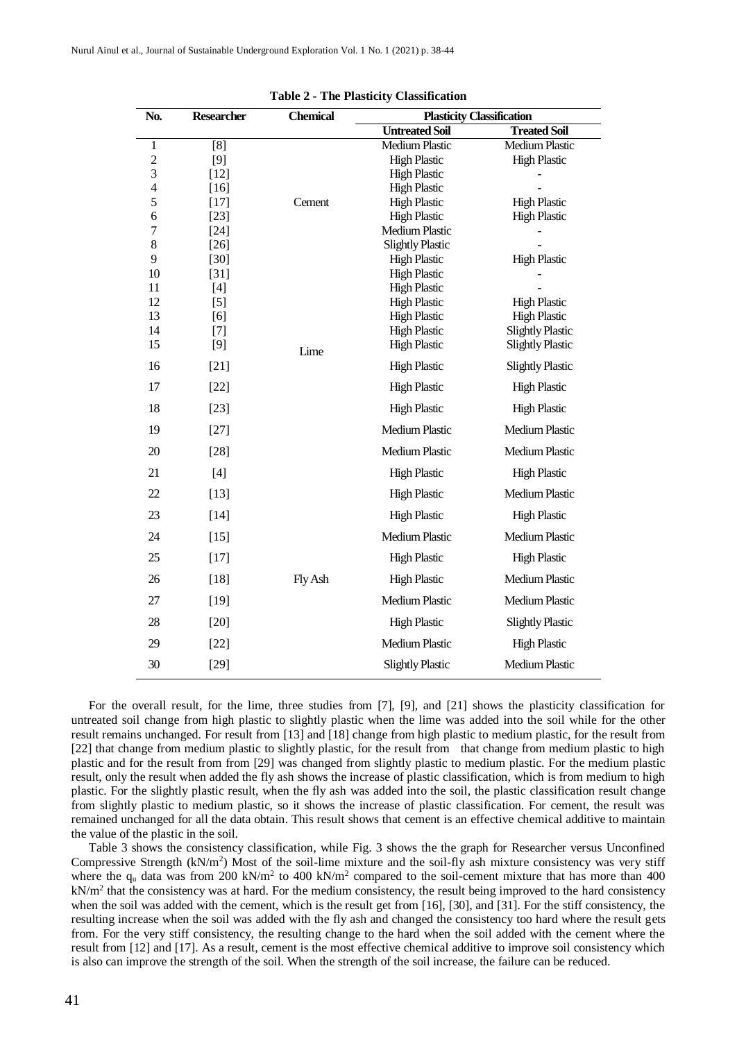**Table 2 - The Plasticity Classification**

| No. | Researcher | Chemical | Plasticity Classification | |
|---|---|---|---|---|
| | | | Untreated Soil | Treated Soil |
| 1 | [8] | Cement | Medium Plastic | Medium Plastic |
| 2 | [9] | | High Plastic | High Plastic |
| 3 | [12] | | High Plastic | - |
| 4 | [16] | | High Plastic | - |
| 5 | [17] | | High Plastic | High Plastic |
| 6 | [23] | | High Plastic | High Plastic |
| 7 | [24] | | Medium Plastic | - |
| 8 | [26] | | Slightly Plastic | - |
| 9 | [30] | | High Plastic | High Plastic |
| 10 | [31] | | High Plastic | - |
| 11 | [4] | Lime | High Plastic | - |
| 12 | [5] | | High Plastic | High Plastic |
| 13 | [6] | | High Plastic | High Plastic |
| 14 | [7] | | High Plastic | Slightly Plastic |
| 15 | [9] | | High Plastic | Slightly Plastic |
| 16 | [21] | | High Plastic | Slightly Plastic |
| 17 | [22] | | High Plastic | High Plastic |
| 18 | [23] | | High Plastic | High Plastic |
| 19 | [27] | | Medium Plastic | Medium Plastic |
| 20 | [28] | | Medium Plastic | Medium Plastic |
| 21 | [4] | Fly Ash | High Plastic | High Plastic |
| 22 | [13] | | High Plastic | Medium Plastic |
| 23 | [14] | | High Plastic | High Plastic |
| 24 | [15] | | Medium Plastic | Medium Plastic |
| 25 | [17] | | High Plastic | High Plastic |
| 26 | [18] | | High Plastic | Medium Plastic |
| 27 | [19] | | Medium Plastic | Medium Plastic |
| 28 | [20] | | High Plastic | Slightly Plastic |
| 29 | [22] | | Medium Plastic | High Plastic |
| 30 | [29] | | Slightly Plastic | Medium Plastic |

For the overall result, for the lime, three studies from [7], [9], and [21] shows the plasticity classification for untreated soil change from high plastic to slightly plastic when the lime was added into the soil while for the other result remains unchanged. For result from [13] and [18] change from high plastic to medium plastic, for the result from [22] that change from medium plastic to slightly plastic, for the result from that change from medium plastic to high plastic and for the result from from [29] was changed from slightly plastic to medium plastic. For the medium plastic result, only the result when added the fly ash shows the increase of plastic classification, which is from medium to high plastic. For the slightly plastic result, when the fly ash was added into the soil, the plastic classification result change from slightly plastic to medium plastic, so it shows the increase of plastic classification. For cement, the result was remained unchanged for all the data obtain. This result shows that cement is an effective chemical additive to maintain the value of the plastic in the soil.

Table 3 shows the consistency classification, while Fig. 3 shows the the graph for Researcher versus Unconfined Compressive Strength ($kN/m^2$) Most of the soil-lime mixture and the soil-fly ash mixture consistency was very stiff where the $q_u$ data was from 200 $kN/m^2$ to 400 $kN/m^2$ compared to the soil-cement mixture that has more than 400 $kN/m^2$ that the consistency was at hard. For the medium consistency, the result being improved to the hard consistency when the soil was added with the cement, which is the result get from [16], [30], and [31]. For the stiff consistency, the resulting increase when the soil was added with the fly ash and changed the consistency too hard where the result gets from. For the very stiff consistency, the resulting change to the hard when the soil added with the cement where the result from [12] and [17]. As a result, cement is the most effective chemical additive to improve soil consistency which is also can improve the strength of the soil. When the strength of the soil increase, the failure can be reduced.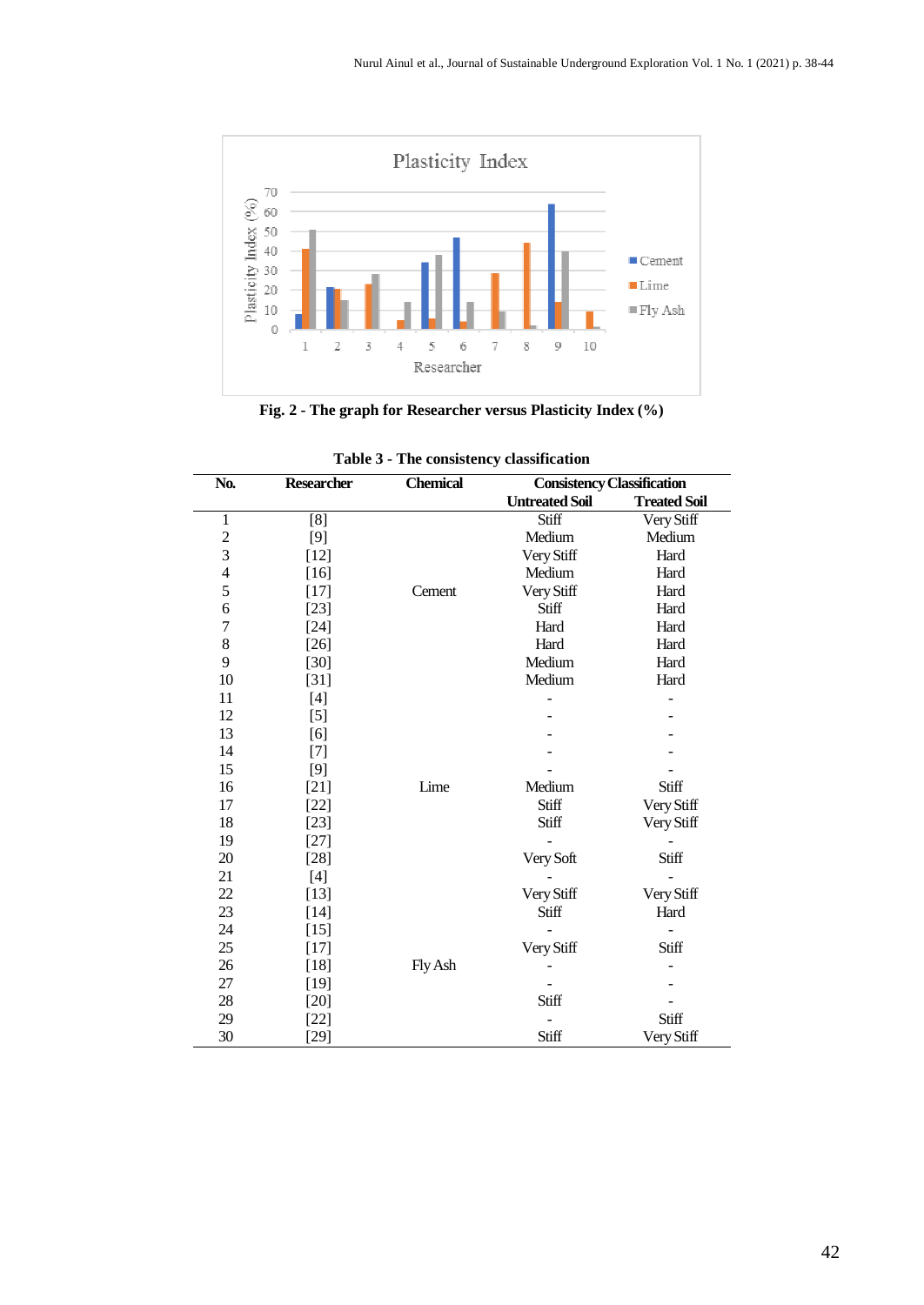Fig. 2 - The graph for Researcher versus Plasticity Index (%)

**Table 3 - The consistency classification**

| No. | Researcher | Chemical | Consistency Classification | |
|---|---|---|---|---|
| | | | Untreated Soil | Treated Soil |
| 1 | [8] | Cement | Stiff | Very Stiff |
| 2 | [9] | | Medium | Medium |
| 3 | [12] | | Very Stiff | Hard |
| 4 | [16] | | Medium | Hard |
| 5 | [17] | | Very Stiff | Hard |
| 6 | [23] | | Stiff | Hard |
| 7 | [24] | | Hard | Hard |
| 8 | [26] | | Hard | Hard |
| 9 | [30] | | Medium | Hard |
| 10 | [31] | | Medium | Hard |
| 11 | [4] | Lime | - | - |
| 12 | [5] | | - | - |
| 13 | [6] | | - | - |
| 14 | [7] | | - | - |
| 15 | [9] | | - | - |
| 16 | [21] | | Medium | Stiff |
| 17 | [22] | | Stiff | Very Stiff |
| 18 | [23] | | Stiff | Very Stiff |
| 19 | [27] | | - | - |
| 20 | [28] | | Very Soft | Stiff |
| 21 | [4] | Fly Ash | - | - |
| 22 | [13] | | Very Stiff | Very Stiff |
| 23 | [14] | | Stiff | Hard |
| 24 | [15] | | - | - |
| 25 | [17] | | Very Stiff | Stiff |
| 26 | [18] | | - | - |
| 27 | [19] | | - | - |
| 28 | [20] | | Stiff | - |
| 29 | [22] | | - | Stiff |
| 30 | [29] | | Stiff | Very Stiff |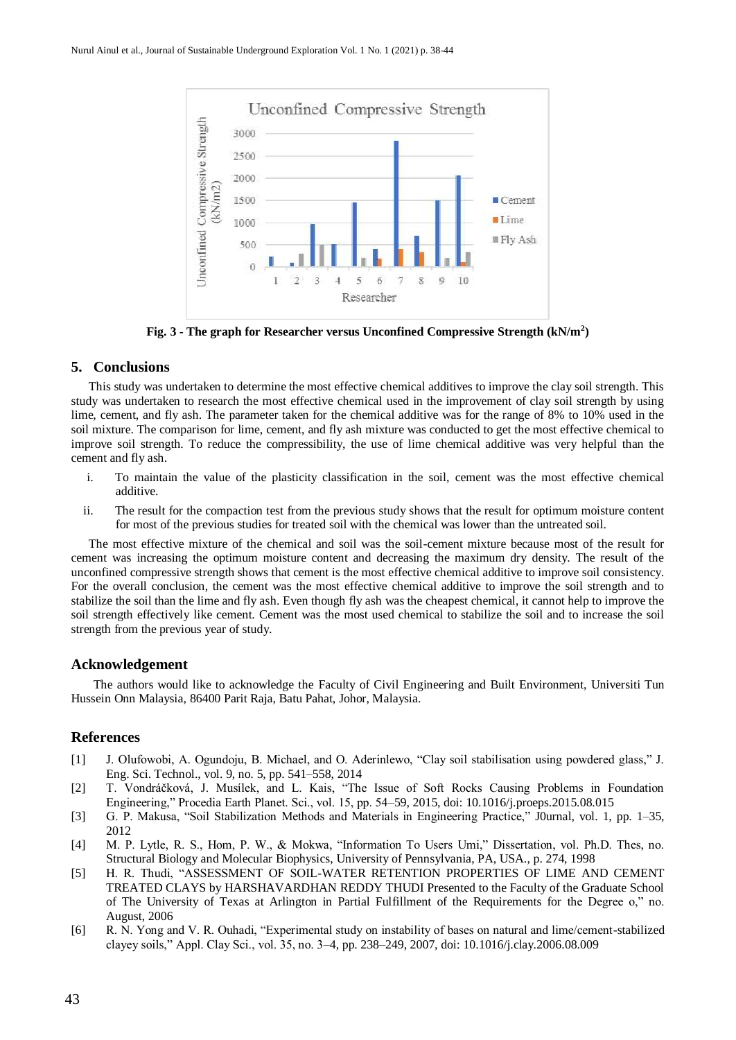Fig. 3 - The graph for Researcher versus Unconfined Compressive Strength (kN/m$^2$)

## 5. Conclusions

This study was undertaken to determine the most effective chemical additives to improve the clay soil strength. This study was undertaken to research the most effective chemical used in the improvement of clay soil strength by using lime, cement, and fly ash. The parameter taken for the chemical additive was for the range of 8% to 10% used in the soil mixture. The comparison for lime, cement, and fly ash mixture was conducted to get the most effective chemical to improve soil strength. To reduce the compressibility, the use of lime chemical additive was very helpful than the cement and fly ash.

i. To maintain the value of the plasticity classification in the soil, cement was the most effective chemical additive.

ii. The result for the compaction test from the previous study shows that the result for optimum moisture content for most of the previous studies for treated soil with the chemical was lower than the untreated soil.

The most effective mixture of the chemical and soil was the soil-cement mixture because most of the result for cement was increasing the optimum moisture content and decreasing the maximum dry density. The result of the unconfined compressive strength shows that cement is the most effective chemical additive to improve soil consistency. For the overall conclusion, the cement was the most effective chemical additive to improve the soil strength and to stabilize the soil than the lime and fly ash. Even though fly ash was the cheapest chemical, it cannot help to improve the soil strength effectively like cement. Cement was the most used chemical to stabilize the soil and to increase the soil strength from the previous year of study.

## Acknowledgement

The authors would like to acknowledge the Faculty of Civil Engineering and Built Environment, Universiti Tun Hussein Onn Malaysia, 86400 Parit Raja, Batu Pahat, Johor, Malaysia.

## References

[1] J. Olufowobi, A. Ogundoju, B. Michael, and O. Aderinlewo, "Clay soil stabilisation using powdered glass," J. Eng. Sci. Technol., vol. 9, no. 5, pp. 541–558, 2014

[2] T. Vondráčková, J. Musílek, and L. Kais, "The Issue of Soft Rocks Causing Problems in Foundation Engineering," Procedia Earth Planet. Sci., vol. 15, pp. 54–59, 2015, doi: 10.1016/j.proeps.2015.08.015

[3] G. P. Makusa, "Soil Stabilization Methods and Materials in Engineering Practice," J0urnal, vol. 1, pp. 1–35, 2012

[4] M. P. Lytle, R. S., Hom, P. W., & Mokwa, "Information To Users Umi," Dissertation, vol. Ph.D. Thes, no. Structural Biology and Molecular Biophysics, University of Pennsylvania, PA, USA., p. 274, 1998

[5] H. R. Thudi, "ASSESSMENT OF SOIL-WATER RETENTION PROPERTIES OF LIME AND CEMENT TREATED CLAYS by HARSHAVARDHAN REDDY THUDI Presented to the Faculty of the Graduate School of The University of Texas at Arlington in Partial Fulfillment of the Requirements for the Degree o," no. August, 2006

[6] R. N. Yong and V. R. Ouhadi, "Experimental study on instability of bases on natural and lime/cement-stabilized clayey soils," Appl. Clay Sci., vol. 35, no. 3–4, pp. 238–249, 2007, doi: 10.1016/j.clay.2006.08.009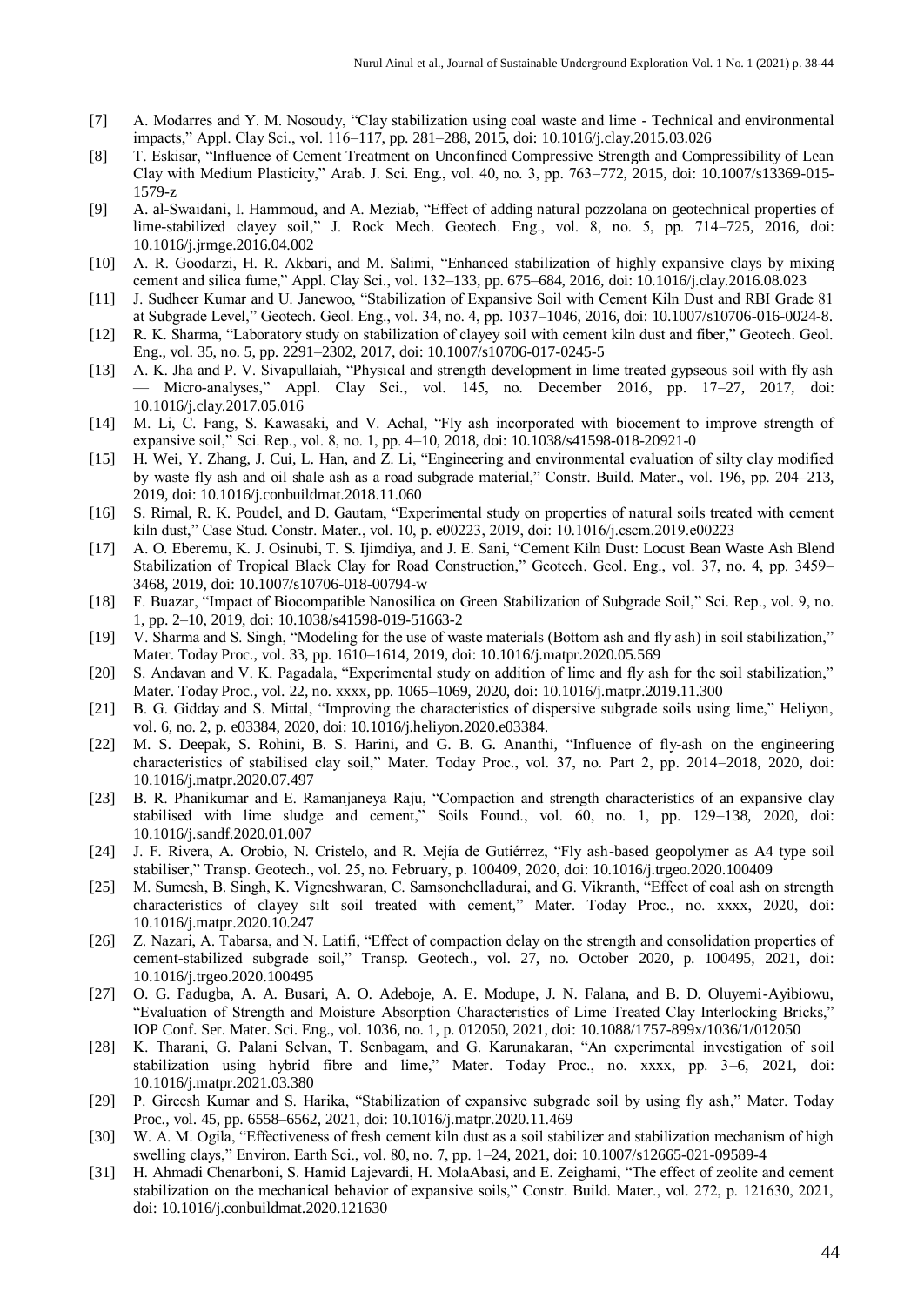[7] A. Modarres and Y. M. Nosoudy, “Clay stabilization using coal waste and lime - Technical and environmental impacts,” Appl. Clay Sci., vol. 116–117, pp. 281–288, 2015, doi: 10.1016/j.clay.2015.03.026

[8] T. Eskisar, “Influence of Cement Treatment on Unconfined Compressive Strength and Compressibility of Lean Clay with Medium Plasticity,” Arab. J. Sci. Eng., vol. 40, no. 3, pp. 763–772, 2015, doi: 10.1007/s13369-015-1579-z

[9] A. al-Swaidani, I. Hammoud, and A. Meziab, “Effect of adding natural pozzolana on geotechnical properties of lime-stabilized clayey soil,” J. Rock Mech. Geotech. Eng., vol. 8, no. 5, pp. 714–725, 2016, doi: 10.1016/j.jrmge.2016.04.002

[10] A. R. Goodarzi, H. R. Akbari, and M. Salimi, “Enhanced stabilization of highly expansive clays by mixing cement and silica fume,” Appl. Clay Sci., vol. 132–133, pp. 675–684, 2016, doi: 10.1016/j.clay.2016.08.023

[11] J. Sudheer Kumar and U. Janewoo, “Stabilization of Expansive Soil with Cement Kiln Dust and RBI Grade 81 at Subgrade Level,” Geotech. Geol. Eng., vol. 34, no. 4, pp. 1037–1046, 2016, doi: 10.1007/s10706-016-0024-8.

[12] R. K. Sharma, “Laboratory study on stabilization of clayey soil with cement kiln dust and fiber,” Geotech. Geol. Eng., vol. 35, no. 5, pp. 2291–2302, 2017, doi: 10.1007/s10706-017-0245-5

[13] A. K. Jha and P. V. Sivapullaiah, “Physical and strength development in lime treated gypseous soil with fly ash — Micro-analyses,” Appl. Clay Sci., vol. 145, no. December 2016, pp. 17–27, 2017, doi: 10.1016/j.clay.2017.05.016

[14] M. Li, C. Fang, S. Kawasaki, and V. Achal, “Fly ash incorporated with biocement to improve strength of expansive soil,” Sci. Rep., vol. 8, no. 1, pp. 4–10, 2018, doi: 10.1038/s41598-018-20921-0

[15] H. Wei, Y. Zhang, J. Cui, L. Han, and Z. Li, “Engineering and environmental evaluation of silty clay modified by waste fly ash and oil shale ash as a road subgrade material,” Constr. Build. Mater., vol. 196, pp. 204–213, 2019, doi: 10.1016/j.conbuildmat.2018.11.060

[16] S. Rimal, R. K. Poudel, and D. Gautam, “Experimental study on properties of natural soils treated with cement kiln dust,” Case Stud. Constr. Mater., vol. 10, p. e00223, 2019, doi: 10.1016/j.cscm.2019.e00223

[17] A. O. Eberemu, K. J. Osinubi, T. S. Ijimdiya, and J. E. Sani, “Cement Kiln Dust: Locust Bean Waste Ash Blend Stabilization of Tropical Black Clay for Road Construction,” Geotech. Geol. Eng., vol. 37, no. 4, pp. 3459–3468, 2019, doi: 10.1007/s10706-018-00794-w

[18] F. Buazar, “Impact of Biocompatible Nanosilica on Green Stabilization of Subgrade Soil,” Sci. Rep., vol. 9, no. 1, pp. 2–10, 2019, doi: 10.1038/s41598-019-51663-2

[19] V. Sharma and S. Singh, “Modeling for the use of waste materials (Bottom ash and fly ash) in soil stabilization,” Mater. Today Proc., vol. 33, pp. 1610–1614, 2019, doi: 10.1016/j.matpr.2020.05.569

[20] S. Andavan and V. K. Pagadala, “Experimental study on addition of lime and fly ash for the soil stabilization,” Mater. Today Proc., vol. 22, no. xxxx, pp. 1065–1069, 2020, doi: 10.1016/j.matpr.2019.11.300

[21] B. G. Gidday and S. Mittal, “Improving the characteristics of dispersive subgrade soils using lime,” Heliyon, vol. 6, no. 2, p. e03384, 2020, doi: 10.1016/j.heliyon.2020.e03384.

[22] M. S. Deepak, S. Rohini, B. S. Harini, and G. B. G. Ananthi, “Influence of fly-ash on the engineering characteristics of stabilised clay soil,” Mater. Today Proc., vol. 37, no. Part 2, pp. 2014–2018, 2020, doi: 10.1016/j.matpr.2020.07.497

[23] B. R. Phanikumar and E. Ramanjaneya Raju, “Compaction and strength characteristics of an expansive clay stabilised with lime sludge and cement,” Soils Found., vol. 60, no. 1, pp. 129–138, 2020, doi: 10.1016/j.sandf.2020.01.007

[24] J. F. Rivera, A. Orobio, N. Cristelo, and R. Mejía de Gutiérrez, “Fly ash-based geopolymer as A4 type soil stabiliser,” Transp. Geotech., vol. 25, no. February, p. 100409, 2020, doi: 10.1016/j.trgeo.2020.100409

[25] M. Sumesh, B. Singh, K. Vigneshwaran, C. Samsonchelladurai, and G. Vikranth, “Effect of coal ash on strength characteristics of clayey silt soil treated with cement,” Mater. Today Proc., no. xxxx, 2020, doi: 10.1016/j.matpr.2020.10.247

[26] Z. Nazari, A. Tabarsa, and N. Latifi, “Effect of compaction delay on the strength and consolidation properties of cement-stabilized subgrade soil,” Transp. Geotech., vol. 27, no. October 2020, p. 100495, 2021, doi: 10.1016/j.trgeo.2020.100495

[27] O. G. Fadugba, A. A. Busari, A. O. Adeboje, A. E. Modupe, J. N. Falana, and B. D. Oluyemi-Ayibiowu, “Evaluation of Strength and Moisture Absorption Characteristics of Lime Treated Clay Interlocking Bricks,” IOP Conf. Ser. Mater. Sci. Eng., vol. 1036, no. 1, p. 012050, 2021, doi: 10.1088/1757-899x/1036/1/012050

[28] K. Tharani, G. Palani Selvan, T. Senbagam, and G. Karunakaran, “An experimental investigation of soil stabilization using hybrid fibre and lime,” Mater. Today Proc., no. xxxx, pp. 3–6, 2021, doi: 10.1016/j.matpr.2021.03.380

[29] P. Gireesh Kumar and S. Harika, “Stabilization of expansive subgrade soil by using fly ash,” Mater. Today Proc., vol. 45, pp. 6558–6562, 2021, doi: 10.1016/j.matpr.2020.11.469

[30] W. A. M. Ogila, “Effectiveness of fresh cement kiln dust as a soil stabilizer and stabilization mechanism of high swelling clays,” Environ. Earth Sci., vol. 80, no. 7, pp. 1–24, 2021, doi: 10.1007/s12665-021-09589-4

[31] H. Ahmadi Chenarboni, S. Hamid Lajevardi, H. MolaAbasi, and E. Zeighami, “The effect of zeolite and cement stabilization on the mechanical behavior of expansive soils,” Constr. Build. Mater., vol. 272, p. 121630, 2021, doi: 10.1016/j.conbuildmat.2020.121630